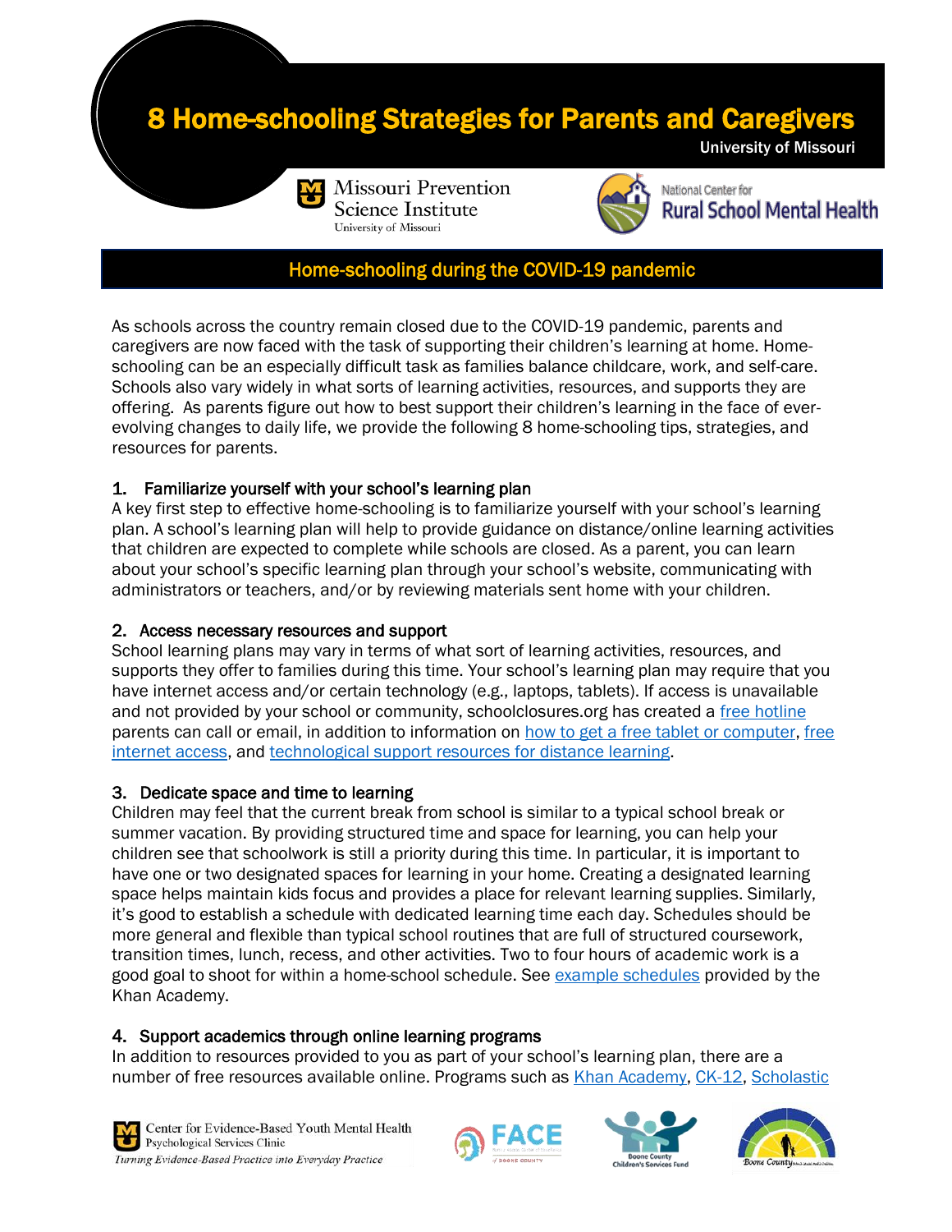# 8 Home-schooling Strategies for Parents and Caregivers

University of Missouri

Missouri Prevention Science Institute
University of Missouri

National Center for Rural School Mental Health

## Home-schooling during the COVID-19 pandemic

As schools across the country remain closed due to the COVID-19 pandemic, parents and caregivers are now faced with the task of supporting their children's learning at home. Home-schooling can be an especially difficult task as families balance childcare, work, and self-care. Schools also vary widely in what sorts of learning activities, resources, and supports they are offering. As parents figure out how to best support their children's learning in the face of ever-evolving changes to daily life, we provide the following 8 home-schooling tips, strategies, and resources for parents.

### 1. Familiarize yourself with your school's learning plan

A key first step to effective home-schooling is to familiarize yourself with your school's learning plan. A school's learning plan will help to provide guidance on distance/online learning activities that children are expected to complete while schools are closed. As a parent, you can learn about your school's specific learning plan through your school's website, communicating with administrators or teachers, and/or by reviewing materials sent home with your children.

### 2. Access necessary resources and support

School learning plans may vary in terms of what sort of learning activities, resources, and supports they offer to families during this time. Your school's learning plan may require that you have internet access and/or certain technology (e.g., laptops, tablets). If access is unavailable and not provided by your school or community, schoolclosures.org has created a free hotline parents can call or email, in addition to information on how to get a free tablet or computer, free internet access, and technological support resources for distance learning.

### 3. Dedicate space and time to learning

Children may feel that the current break from school is similar to a typical school break or summer vacation. By providing structured time and space for learning, you can help your children see that schoolwork is still a priority during this time. In particular, it is important to have one or two designated spaces for learning in your home. Creating a designated learning space helps maintain kids focus and provides a place for relevant learning supplies. Similarly, it's good to establish a schedule with dedicated learning time each day. Schedules should be more general and flexible than typical school routines that are full of structured coursework, transition times, lunch, recess, and other activities. Two to four hours of academic work is a good goal to shoot for within a home-school schedule. See example schedules provided by the Khan Academy.

### 4. Support academics through online learning programs

In addition to resources provided to you as part of your school's learning plan, there are a number of free resources available online. Programs such as Khan Academy, CK-12, Scholastic

Center for Evidence-Based Youth Mental Health
Psychological Services Clinic
*Turning Evidence-Based Practice into Everyday Practice*

FACE

Boone County Children's Services Fund

Boone County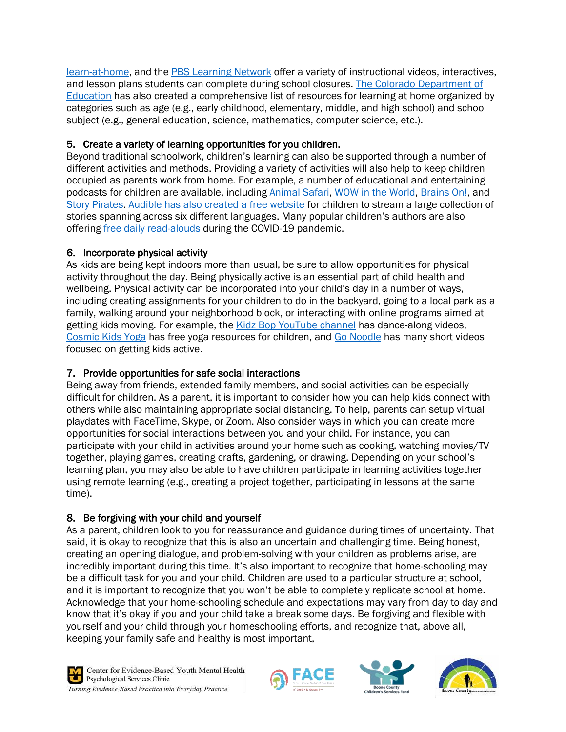learn-at-home, and the PBS Learning Network offer a variety of instructional videos, interactives, and lesson plans students can complete during school closures. The Colorado Department of Education has also created a comprehensive list of resources for learning at home organized by categories such as age (e.g., early childhood, elementary, middle, and high school) and school subject (e.g., general education, science, mathematics, computer science, etc.).

### 5. Create a variety of learning opportunities for you children.

Beyond traditional schoolwork, children's learning can also be supported through a number of different activities and methods. Providing a variety of activities will also help to keep children occupied as parents work from home. For example, a number of educational and entertaining podcasts for children are available, including Animal Safari, WOW in the World, Brains On!, and Story Pirates. Audible has also created a free website for children to stream a large collection of stories spanning across six different languages. Many popular children's authors are also offering free daily read-alouds during the COVID-19 pandemic.

### 6. Incorporate physical activity

As kids are being kept indoors more than usual, be sure to allow opportunities for physical activity throughout the day. Being physically active is an essential part of child health and wellbeing. Physical activity can be incorporated into your child's day in a number of ways, including creating assignments for your children to do in the backyard, going to a local park as a family, walking around your neighborhood block, or interacting with online programs aimed at getting kids moving. For example, the Kidz Bop YouTube channel has dance-along videos, Cosmic Kids Yoga has free yoga resources for children, and Go Noodle has many short videos focused on getting kids active.

### 7. Provide opportunities for safe social interactions

Being away from friends, extended family members, and social activities can be especially difficult for children. As a parent, it is important to consider how you can help kids connect with others while also maintaining appropriate social distancing. To help, parents can setup virtual playdates with FaceTime, Skype, or Zoom. Also consider ways in which you can create more opportunities for social interactions between you and your child. For instance, you can participate with your child in activities around your home such as cooking, watching movies/TV together, playing games, creating crafts, gardening, or drawing. Depending on your school's learning plan, you may also be able to have children participate in learning activities together using remote learning (e.g., creating a project together, participating in lessons at the same time).

### 8. Be forgiving with your child and yourself

As a parent, children look to you for reassurance and guidance during times of uncertainty. That said, it is okay to recognize that this is also an uncertain and challenging time. Being honest, creating an opening dialogue, and problem-solving with your children as problems arise, are incredibly important during this time. It's also important to recognize that home-schooling may be a difficult task for you and your child. Children are used to a particular structure at school, and it is important to recognize that you won't be able to completely replicate school at home. Acknowledge that your home-schooling schedule and expectations may vary from day to day and know that it's okay if you and your child take a break some days. Be forgiving and flexible with yourself and your child through your homeschooling efforts, and recognize that, above all, keeping your family safe and healthy is most important,

Center for Evidence-Based Youth Mental Health
Psychological Services Clinic
*Turning Evidence-Based Practice into Everyday Practice*

FACE

Boone County Children's Services Fund

Boone County